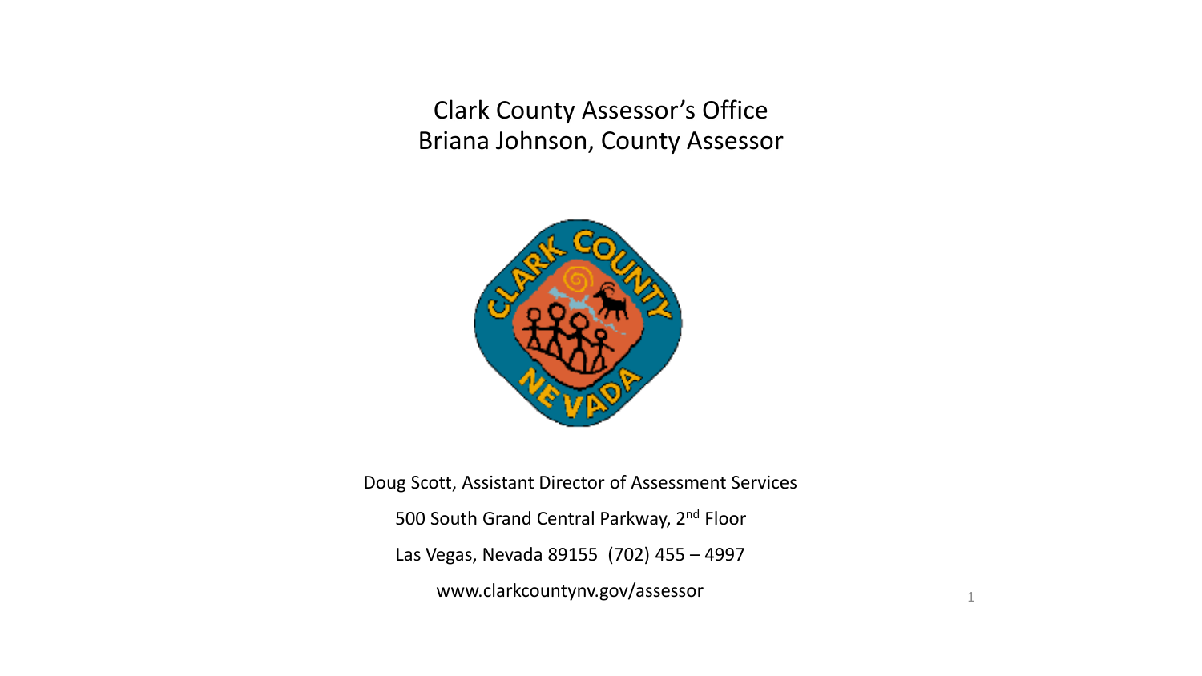# Clark County Assessor's Office
## Briana Johnson, County Assessor

Doug Scott, Assistant Director of Assessment Services

500 South Grand Central Parkway, 2nd Floor

Las Vegas, Nevada 89155 (702) 455 – 4997

www.clarkcountynv.gov/assessor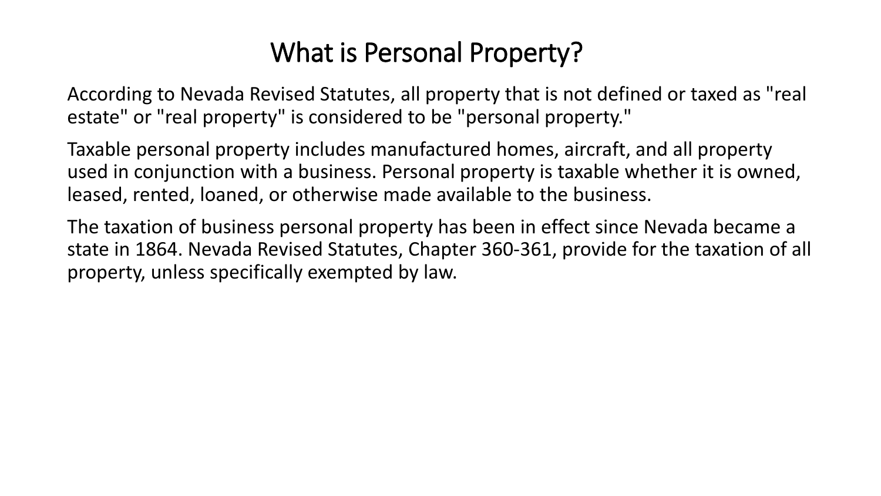# What is Personal Property?

According to Nevada Revised Statutes, all property that is not defined or taxed as "real estate" or "real property" is considered to be "personal property."

Taxable personal property includes manufactured homes, aircraft, and all property used in conjunction with a business. Personal property is taxable whether it is owned, leased, rented, loaned, or otherwise made available to the business.

The taxation of business personal property has been in effect since Nevada became a state in 1864. Nevada Revised Statutes, Chapter 360-361, provide for the taxation of all property, unless specifically exempted by law.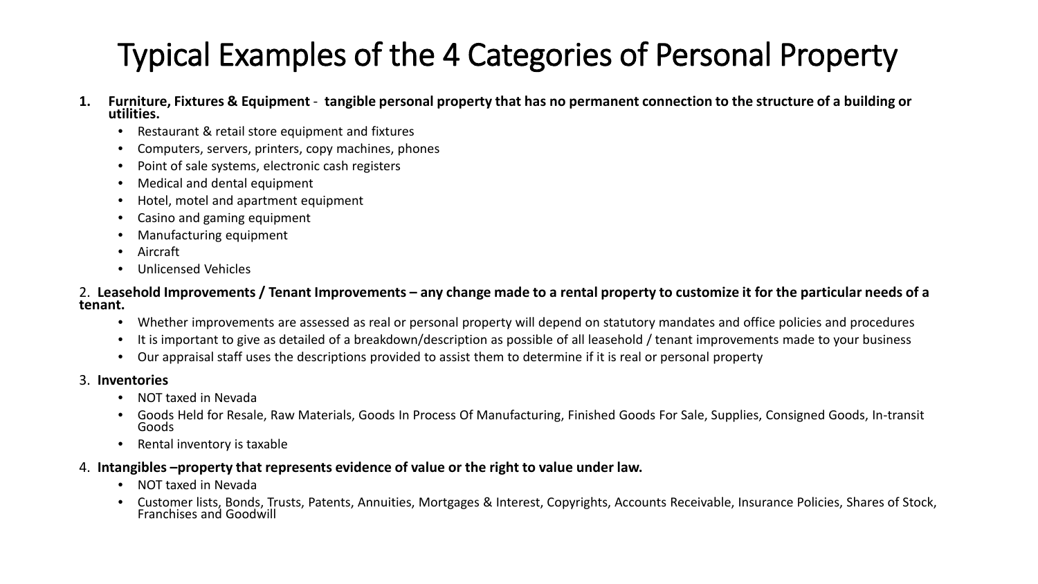# Typical Examples of the 4 Categories of Personal Property

1. **Furniture, Fixtures & Equipment** - **tangible personal property that has no permanent connection to the structure of a building or utilities.**
   - Restaurant & retail store equipment and fixtures
   - Computers, servers, printers, copy machines, phones
   - Point of sale systems, electronic cash registers
   - Medical and dental equipment
   - Hotel, motel and apartment equipment
   - Casino and gaming equipment
   - Manufacturing equipment
   - Aircraft
   - Unlicensed Vehicles

2. **Leasehold Improvements / Tenant Improvements – any change made to a rental property to customize it for the particular needs of a tenant.**
   - Whether improvements are assessed as real or personal property will depend on statutory mandates and office policies and procedures
   - It is important to give as detailed of a breakdown/description as possible of all leasehold / tenant improvements made to your business
   - Our appraisal staff uses the descriptions provided to assist them to determine if it is real or personal property

3. **Inventories**
   - NOT taxed in Nevada
   - Goods Held for Resale, Raw Materials, Goods In Process Of Manufacturing, Finished Goods For Sale, Supplies, Consigned Goods, In-transit Goods
   - Rental inventory is taxable

4. **Intangibles –property that represents evidence of value or the right to value under law.**
   - NOT taxed in Nevada
   - Customer lists, Bonds, Trusts, Patents, Annuities, Mortgages & Interest, Copyrights, Accounts Receivable, Insurance Policies, Shares of Stock, Franchises and Goodwill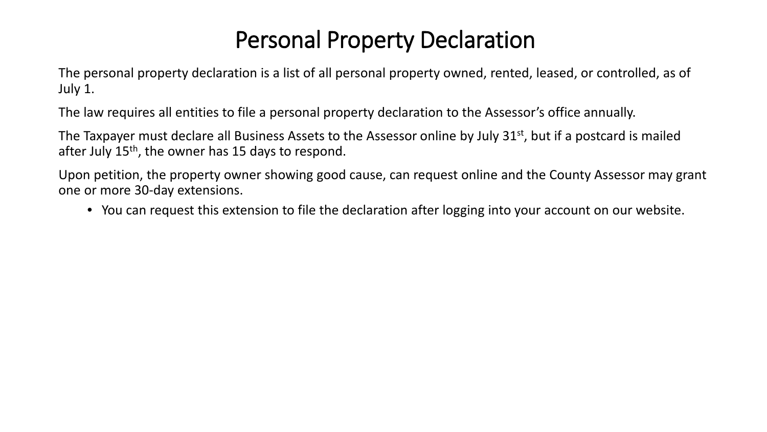# Personal Property Declaration

The personal property declaration is a list of all personal property owned, rented, leased, or controlled, as of July 1.

The law requires all entities to file a personal property declaration to the Assessor's office annually.

The Taxpayer must declare all Business Assets to the Assessor online by July 31st, but if a postcard is mailed after July 15th, the owner has 15 days to respond.

Upon petition, the property owner showing good cause, can request online and the County Assessor may grant one or more 30-day extensions.

- You can request this extension to file the declaration after logging into your account on our website.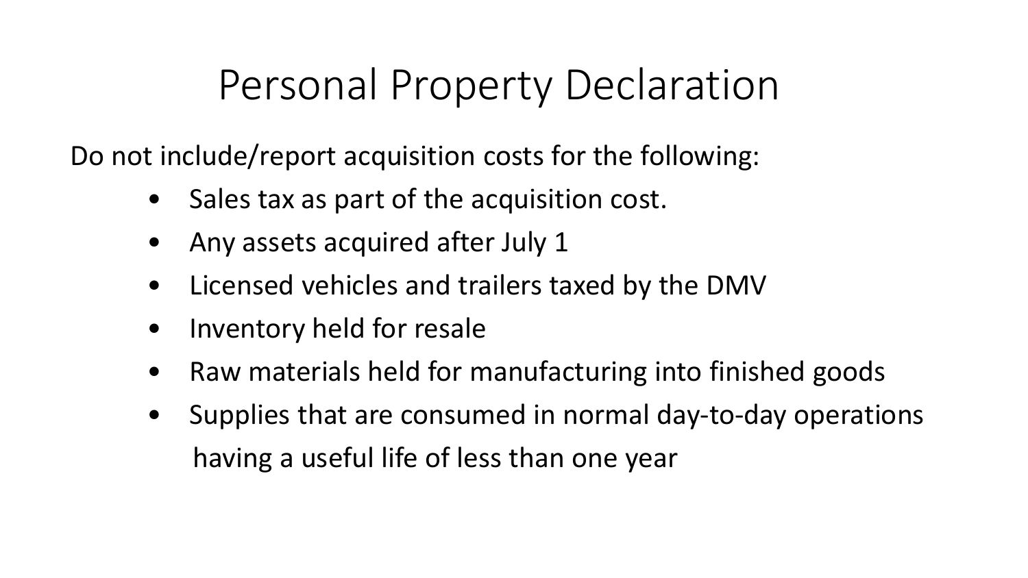# Personal Property Declaration

Do not include/report acquisition costs for the following:

- Sales tax as part of the acquisition cost.
- Any assets acquired after July 1
- Licensed vehicles and trailers taxed by the DMV
- Inventory held for resale
- Raw materials held for manufacturing into finished goods
- Supplies that are consumed in normal day-to-day operations having a useful life of less than one year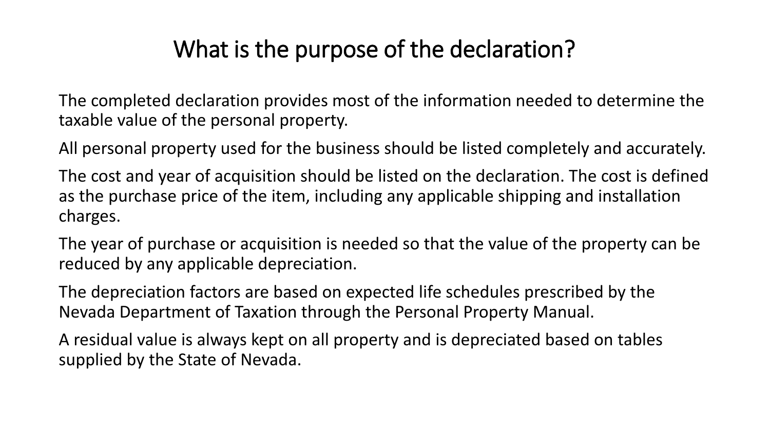# What is the purpose of the declaration?

The completed declaration provides most of the information needed to determine the taxable value of the personal property.

All personal property used for the business should be listed completely and accurately.

The cost and year of acquisition should be listed on the declaration. The cost is defined as the purchase price of the item, including any applicable shipping and installation charges.

The year of purchase or acquisition is needed so that the value of the property can be reduced by any applicable depreciation.

The depreciation factors are based on expected life schedules prescribed by the Nevada Department of Taxation through the Personal Property Manual.

A residual value is always kept on all property and is depreciated based on tables supplied by the State of Nevada.